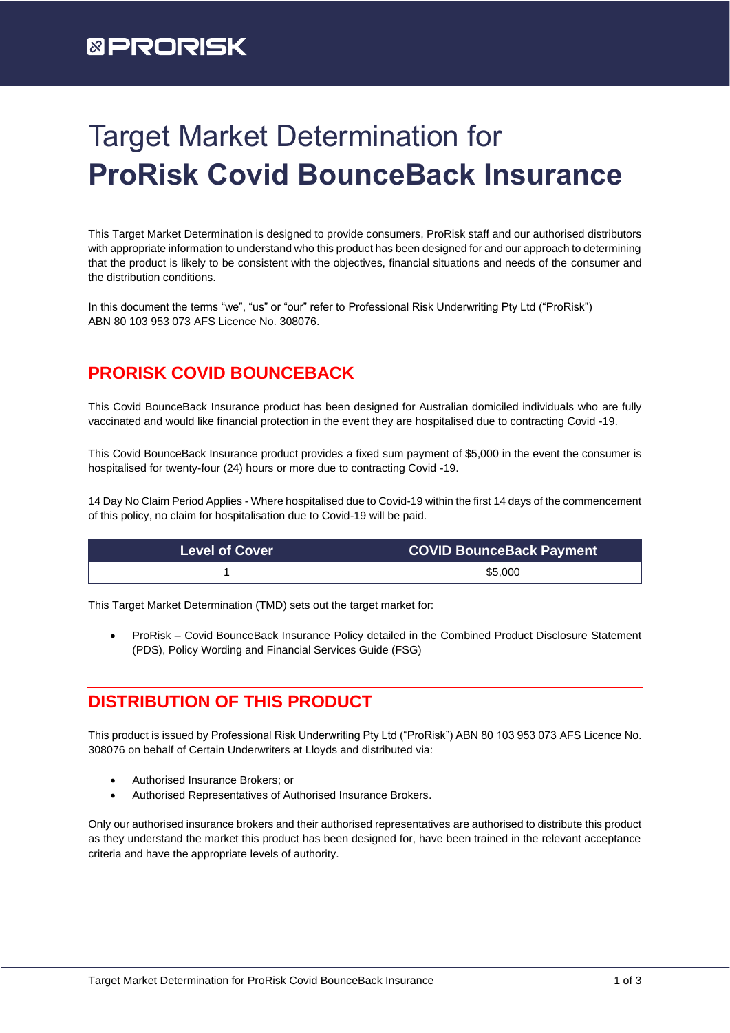PRORISK

# Target Market Determination for **ProRisk Covid BounceBack Insurance**

This Target Market Determination is designed to provide consumers, ProRisk staff and our authorised distributors with appropriate information to understand who this product has been designed for and our approach to determining that the product is likely to be consistent with the objectives, financial situations and needs of the consumer and the distribution conditions.

In this document the terms "we", "us" or "our" refer to Professional Risk Underwriting Pty Ltd ("ProRisk") ABN 80 103 953 073 AFS Licence No. 308076.

## PRORISK COVID BOUNCEBACK

This Covid BounceBack Insurance product has been designed for Australian domiciled individuals who are fully vaccinated and would like financial protection in the event they are hospitalised due to contracting Covid -19.

This Covid BounceBack Insurance product provides a fixed sum payment of $5,000 in the event the consumer is hospitalised for twenty-four (24) hours or more due to contracting Covid -19.

14 Day No Claim Period Applies - Where hospitalised due to Covid-19 within the first 14 days of the commencement of this policy, no claim for hospitalisation due to Covid-19 will be paid.

| Level of Cover | COVID BounceBack Payment |
| --- | --- |
| 1 | $5,000 |

This Target Market Determination (TMD) sets out the target market for:

- ProRisk – Covid BounceBack Insurance Policy detailed in the Combined Product Disclosure Statement (PDS), Policy Wording and Financial Services Guide (FSG)

## DISTRIBUTION OF THIS PRODUCT

This product is issued by Professional Risk Underwriting Pty Ltd ("ProRisk") ABN 80 103 953 073 AFS Licence No. 308076 on behalf of Certain Underwriters at Lloyds and distributed via:

- Authorised Insurance Brokers; or
- Authorised Representatives of Authorised Insurance Brokers.

Only our authorised insurance brokers and their authorised representatives are authorised to distribute this product as they understand the market this product has been designed for, have been trained in the relevant acceptance criteria and have the appropriate levels of authority.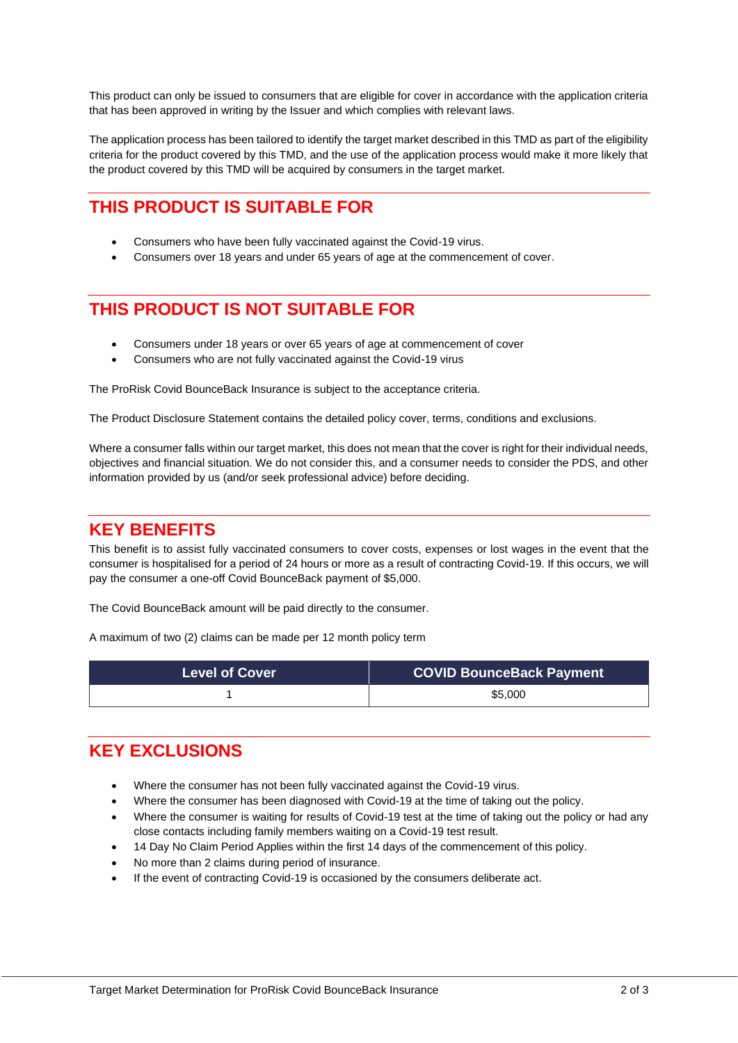This product can only be issued to consumers that are eligible for cover in accordance with the application criteria that has been approved in writing by the Issuer and which complies with relevant laws.

The application process has been tailored to identify the target market described in this TMD as part of the eligibility criteria for the product covered by this TMD, and the use of the application process would make it more likely that the product covered by this TMD will be acquired by consumers in the target market.

## THIS PRODUCT IS SUITABLE FOR

- Consumers who have been fully vaccinated against the Covid-19 virus.
- Consumers over 18 years and under 65 years of age at the commencement of cover.

## THIS PRODUCT IS NOT SUITABLE FOR

- Consumers under 18 years or over 65 years of age at commencement of cover
- Consumers who are not fully vaccinated against the Covid-19 virus

The ProRisk Covid BounceBack Insurance is subject to the acceptance criteria.

The Product Disclosure Statement contains the detailed policy cover, terms, conditions and exclusions.

Where a consumer falls within our target market, this does not mean that the cover is right for their individual needs, objectives and financial situation. We do not consider this, and a consumer needs to consider the PDS, and other information provided by us (and/or seek professional advice) before deciding.

## KEY BENEFITS

This benefit is to assist fully vaccinated consumers to cover costs, expenses or lost wages in the event that the consumer is hospitalised for a period of 24 hours or more as a result of contracting Covid-19. If this occurs, we will pay the consumer a one-off Covid BounceBack payment of $5,000.

The Covid BounceBack amount will be paid directly to the consumer.

A maximum of two (2) claims can be made per 12 month policy term

| Level of Cover | COVID BounceBack Payment |
|---|---|
| 1 | $5,000 |

## KEY EXCLUSIONS

- Where the consumer has not been fully vaccinated against the Covid-19 virus.
- Where the consumer has been diagnosed with Covid-19 at the time of taking out the policy.
- Where the consumer is waiting for results of Covid-19 test at the time of taking out the policy or had any close contacts including family members waiting on a Covid-19 test result.
- 14 Day No Claim Period Applies within the first 14 days of the commencement of this policy.
- No more than 2 claims during period of insurance.
- If the event of contracting Covid-19 is occasioned by the consumers deliberate act.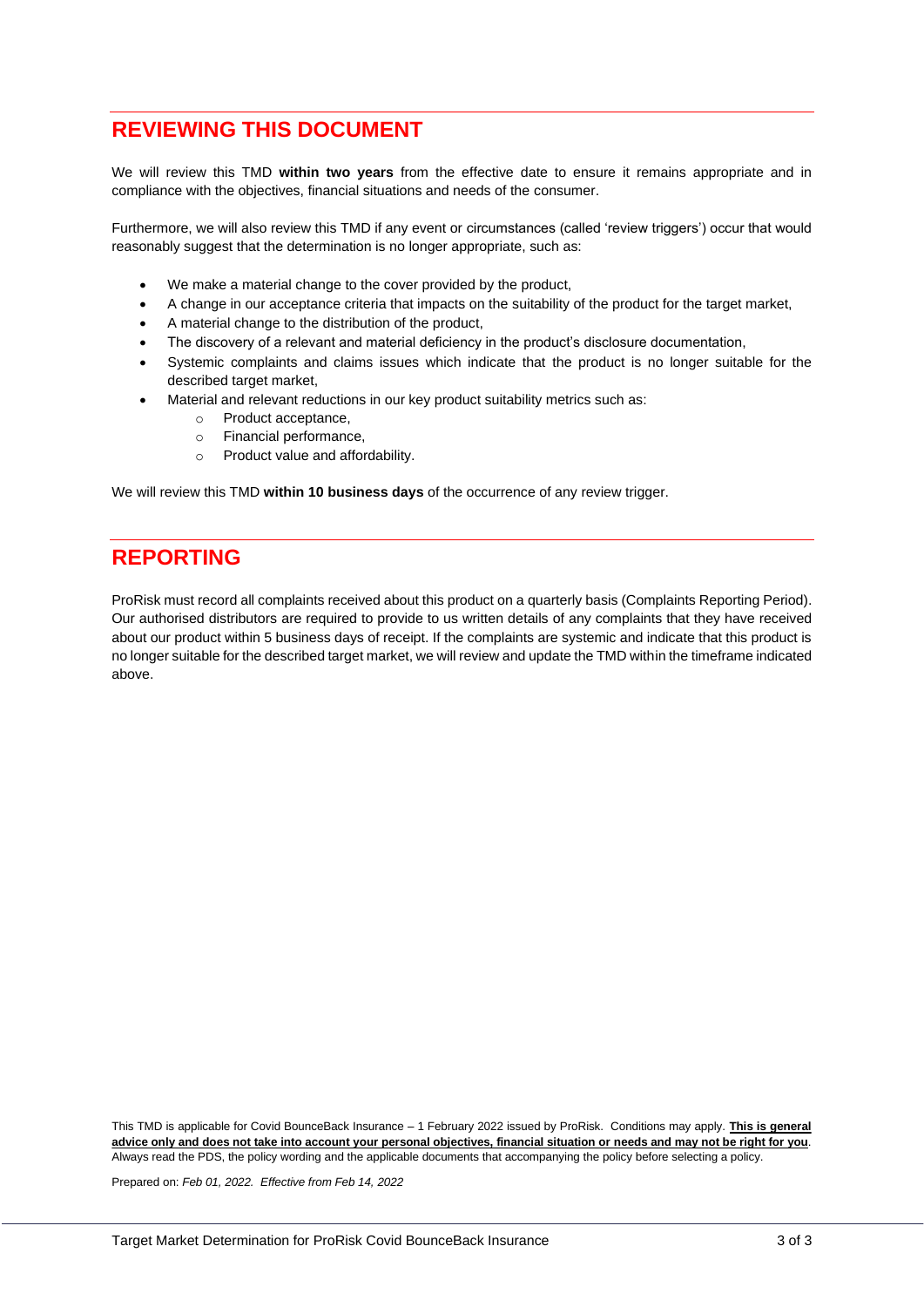## REVIEWING THIS DOCUMENT

We will review this TMD **within two years** from the effective date to ensure it remains appropriate and in compliance with the objectives, financial situations and needs of the consumer.

Furthermore, we will also review this TMD if any event or circumstances (called 'review triggers') occur that would reasonably suggest that the determination is no longer appropriate, such as:

- We make a material change to the cover provided by the product,
- A change in our acceptance criteria that impacts on the suitability of the product for the target market,
- A material change to the distribution of the product,
- The discovery of a relevant and material deficiency in the product's disclosure documentation,
- Systemic complaints and claims issues which indicate that the product is no longer suitable for the described target market,
- Material and relevant reductions in our key product suitability metrics such as:
  - Product acceptance,
  - Financial performance,
  - Product value and affordability.

We will review this TMD **within 10 business days** of the occurrence of any review trigger.

## REPORTING

ProRisk must record all complaints received about this product on a quarterly basis (Complaints Reporting Period). Our authorised distributors are required to provide to us written details of any complaints that they have received about our product within 5 business days of receipt. If the complaints are systemic and indicate that this product is no longer suitable for the described target market, we will review and update the TMD within the timeframe indicated above.

This TMD is applicable for Covid BounceBack Insurance – 1 February 2022 issued by ProRisk. Conditions may apply. **This is general advice only and does not take into account your personal objectives, financial situation or needs and may not be right for you**. Always read the PDS, the policy wording and the applicable documents that accompanying the policy before selecting a policy.

Prepared on: *Feb 01, 2022. Effective from Feb 14, 2022*